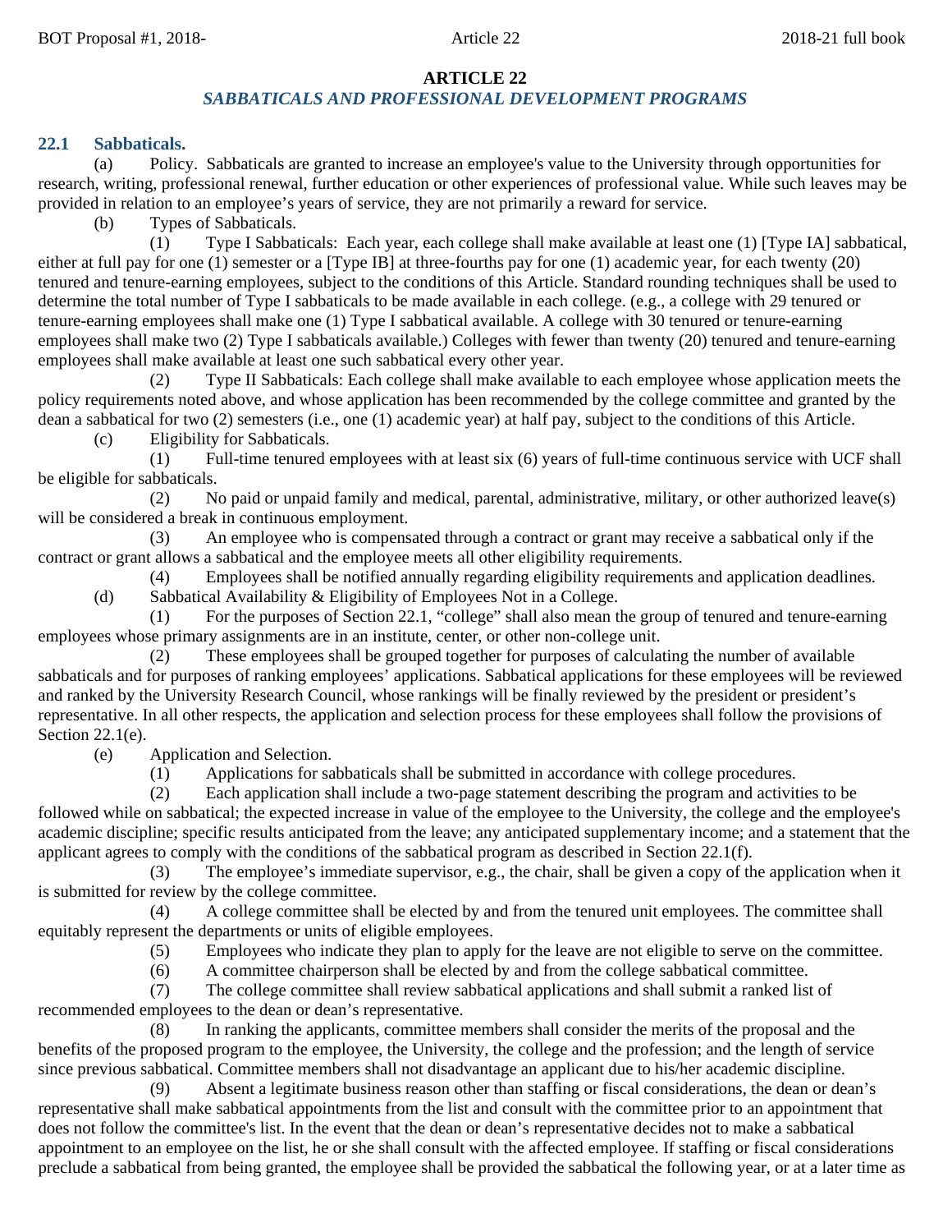# ARTICLE 22

## *SABBATICALS AND PROFESSIONAL DEVELOPMENT PROGRAMS*

### 22.1 Sabbaticals.

(a) Policy. Sabbaticals are granted to increase an employee's value to the University through opportunities for research, writing, professional renewal, further education or other experiences of professional value. While such leaves may be provided in relation to an employee's years of service, they are not primarily a reward for service.

(b) Types of Sabbaticals.

(1) Type I Sabbaticals: Each year, each college shall make available at least one (1) [Type IA] sabbatical, either at full pay for one (1) semester or a [Type IB] at three-fourths pay for one (1) academic year, for each twenty (20) tenured and tenure-earning employees, subject to the conditions of this Article. Standard rounding techniques shall be used to determine the total number of Type I sabbaticals to be made available in each college. (e.g., a college with 29 tenured or tenure-earning employees shall make one (1) Type I sabbatical available. A college with 30 tenured or tenure-earning employees shall make two (2) Type I sabbaticals available.) Colleges with fewer than twenty (20) tenured and tenure-earning employees shall make available at least one such sabbatical every other year.

(2) Type II Sabbaticals: Each college shall make available to each employee whose application meets the policy requirements noted above, and whose application has been recommended by the college committee and granted by the dean a sabbatical for two (2) semesters (i.e., one (1) academic year) at half pay, subject to the conditions of this Article.

(c) Eligibility for Sabbaticals.

(1) Full-time tenured employees with at least six (6) years of full-time continuous service with UCF shall be eligible for sabbaticals.

(2) No paid or unpaid family and medical, parental, administrative, military, or other authorized leave(s) will be considered a break in continuous employment.

(3) An employee who is compensated through a contract or grant may receive a sabbatical only if the contract or grant allows a sabbatical and the employee meets all other eligibility requirements.

(4) Employees shall be notified annually regarding eligibility requirements and application deadlines.

(d) Sabbatical Availability & Eligibility of Employees Not in a College.

(1) For the purposes of Section 22.1, "college" shall also mean the group of tenured and tenure-earning employees whose primary assignments are in an institute, center, or other non-college unit.

(2) These employees shall be grouped together for purposes of calculating the number of available sabbaticals and for purposes of ranking employees' applications. Sabbatical applications for these employees will be reviewed and ranked by the University Research Council, whose rankings will be finally reviewed by the president or president's representative. In all other respects, the application and selection process for these employees shall follow the provisions of Section 22.1(e).

(e) Application and Selection.

(1) Applications for sabbaticals shall be submitted in accordance with college procedures.

(2) Each application shall include a two-page statement describing the program and activities to be followed while on sabbatical; the expected increase in value of the employee to the University, the college and the employee's academic discipline; specific results anticipated from the leave; any anticipated supplementary income; and a statement that the applicant agrees to comply with the conditions of the sabbatical program as described in Section 22.1(f).

(3) The employee's immediate supervisor, e.g., the chair, shall be given a copy of the application when it is submitted for review by the college committee.

(4) A college committee shall be elected by and from the tenured unit employees. The committee shall equitably represent the departments or units of eligible employees.

(5) Employees who indicate they plan to apply for the leave are not eligible to serve on the committee.

(6) A committee chairperson shall be elected by and from the college sabbatical committee.

(7) The college committee shall review sabbatical applications and shall submit a ranked list of recommended employees to the dean or dean's representative.

(8) In ranking the applicants, committee members shall consider the merits of the proposal and the benefits of the proposed program to the employee, the University, the college and the profession; and the length of service since previous sabbatical. Committee members shall not disadvantage an applicant due to his/her academic discipline.

(9) Absent a legitimate business reason other than staffing or fiscal considerations, the dean or dean's representative shall make sabbatical appointments from the list and consult with the committee prior to an appointment that does not follow the committee's list. In the event that the dean or dean's representative decides not to make a sabbatical appointment to an employee on the list, he or she shall consult with the affected employee. If staffing or fiscal considerations preclude a sabbatical from being granted, the employee shall be provided the sabbatical the following year, or at a later time as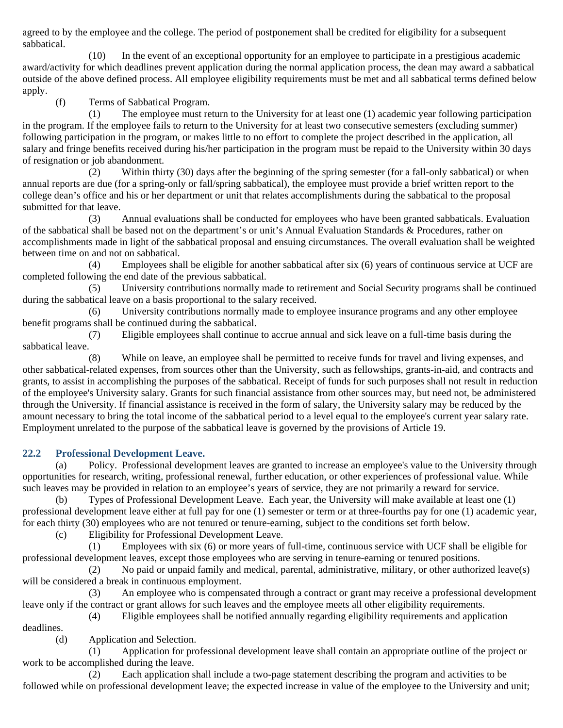agreed to by the employee and the college. The period of postponement shall be credited for eligibility for a subsequent sabbatical.

(10) In the event of an exceptional opportunity for an employee to participate in a prestigious academic award/activity for which deadlines prevent application during the normal application process, the dean may award a sabbatical outside of the above defined process. All employee eligibility requirements must be met and all sabbatical terms defined below apply.

(f) Terms of Sabbatical Program.

(1) The employee must return to the University for at least one (1) academic year following participation in the program. If the employee fails to return to the University for at least two consecutive semesters (excluding summer) following participation in the program, or makes little to no effort to complete the project described in the application, all salary and fringe benefits received during his/her participation in the program must be repaid to the University within 30 days of resignation or job abandonment.

(2) Within thirty (30) days after the beginning of the spring semester (for a fall-only sabbatical) or when annual reports are due (for a spring-only or fall/spring sabbatical), the employee must provide a brief written report to the college dean's office and his or her department or unit that relates accomplishments during the sabbatical to the proposal submitted for that leave.

(3) Annual evaluations shall be conducted for employees who have been granted sabbaticals. Evaluation of the sabbatical shall be based not on the department's or unit's Annual Evaluation Standards & Procedures, rather on accomplishments made in light of the sabbatical proposal and ensuing circumstances. The overall evaluation shall be weighted between time on and not on sabbatical.

(4) Employees shall be eligible for another sabbatical after six (6) years of continuous service at UCF are completed following the end date of the previous sabbatical.

(5) University contributions normally made to retirement and Social Security programs shall be continued during the sabbatical leave on a basis proportional to the salary received.

(6) University contributions normally made to employee insurance programs and any other employee benefit programs shall be continued during the sabbatical.

(7) Eligible employees shall continue to accrue annual and sick leave on a full-time basis during the sabbatical leave.

(8) While on leave, an employee shall be permitted to receive funds for travel and living expenses, and other sabbatical-related expenses, from sources other than the University, such as fellowships, grants-in-aid, and contracts and grants, to assist in accomplishing the purposes of the sabbatical. Receipt of funds for such purposes shall not result in reduction of the employee's University salary. Grants for such financial assistance from other sources may, but need not, be administered through the University. If financial assistance is received in the form of salary, the University salary may be reduced by the amount necessary to bring the total income of the sabbatical period to a level equal to the employee's current year salary rate. Employment unrelated to the purpose of the sabbatical leave is governed by the provisions of Article 19.

### 22.2 Professional Development Leave.

(a) Policy. Professional development leaves are granted to increase an employee's value to the University through opportunities for research, writing, professional renewal, further education, or other experiences of professional value. While such leaves may be provided in relation to an employee's years of service, they are not primarily a reward for service.

(b) Types of Professional Development Leave. Each year, the University will make available at least one (1) professional development leave either at full pay for one (1) semester or term or at three-fourths pay for one (1) academic year, for each thirty (30) employees who are not tenured or tenure-earning, subject to the conditions set forth below.

(c) Eligibility for Professional Development Leave.

(1) Employees with six (6) or more years of full-time, continuous service with UCF shall be eligible for professional development leaves, except those employees who are serving in tenure-earning or tenured positions.

(2) No paid or unpaid family and medical, parental, administrative, military, or other authorized leave(s) will be considered a break in continuous employment.

(3) An employee who is compensated through a contract or grant may receive a professional development leave only if the contract or grant allows for such leaves and the employee meets all other eligibility requirements.

(4) Eligible employees shall be notified annually regarding eligibility requirements and application deadlines.

(d) Application and Selection.

(1) Application for professional development leave shall contain an appropriate outline of the project or work to be accomplished during the leave.

(2) Each application shall include a two-page statement describing the program and activities to be followed while on professional development leave; the expected increase in value of the employee to the University and unit;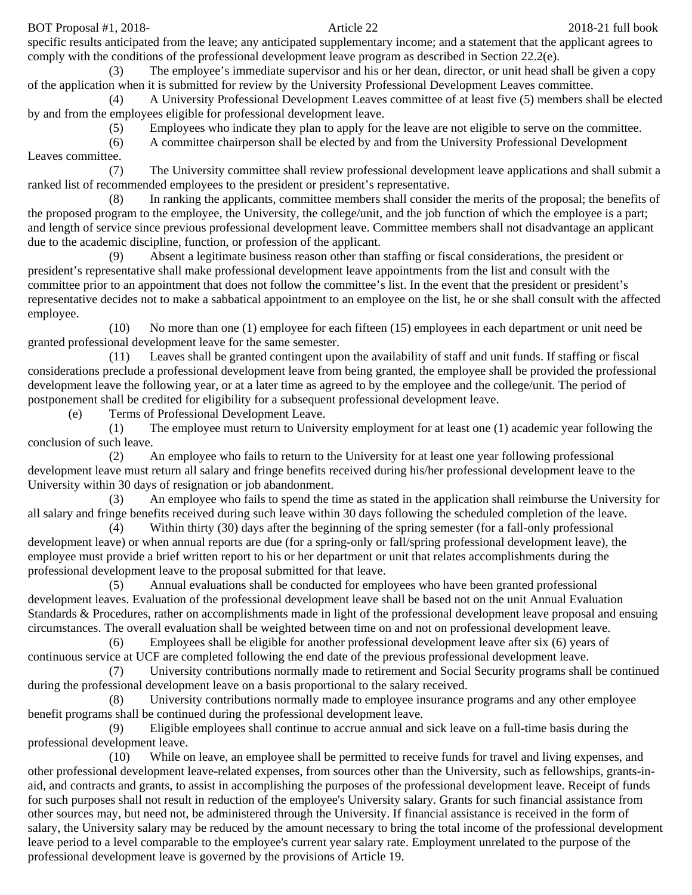specific results anticipated from the leave; any anticipated supplementary income; and a statement that the applicant agrees to comply with the conditions of the professional development leave program as described in Section 22.2(e).

(3) The employee's immediate supervisor and his or her dean, director, or unit head shall be given a copy of the application when it is submitted for review by the University Professional Development Leaves committee.

(4) A University Professional Development Leaves committee of at least five (5) members shall be elected by and from the employees eligible for professional development leave.

(5) Employees who indicate they plan to apply for the leave are not eligible to serve on the committee.

(6) A committee chairperson shall be elected by and from the University Professional Development Leaves committee.

(7) The University committee shall review professional development leave applications and shall submit a ranked list of recommended employees to the president or president's representative.

(8) In ranking the applicants, committee members shall consider the merits of the proposal; the benefits of the proposed program to the employee, the University, the college/unit, and the job function of which the employee is a part; and length of service since previous professional development leave. Committee members shall not disadvantage an applicant due to the academic discipline, function, or profession of the applicant.

(9) Absent a legitimate business reason other than staffing or fiscal considerations, the president or president's representative shall make professional development leave appointments from the list and consult with the committee prior to an appointment that does not follow the committee's list. In the event that the president or president's representative decides not to make a sabbatical appointment to an employee on the list, he or she shall consult with the affected employee.

(10) No more than one (1) employee for each fifteen (15) employees in each department or unit need be granted professional development leave for the same semester.

(11) Leaves shall be granted contingent upon the availability of staff and unit funds. If staffing or fiscal considerations preclude a professional development leave from being granted, the employee shall be provided the professional development leave the following year, or at a later time as agreed to by the employee and the college/unit. The period of postponement shall be credited for eligibility for a subsequent professional development leave.

(e) Terms of Professional Development Leave.

(1) The employee must return to University employment for at least one (1) academic year following the conclusion of such leave.

(2) An employee who fails to return to the University for at least one year following professional development leave must return all salary and fringe benefits received during his/her professional development leave to the University within 30 days of resignation or job abandonment.

(3) An employee who fails to spend the time as stated in the application shall reimburse the University for all salary and fringe benefits received during such leave within 30 days following the scheduled completion of the leave.

(4) Within thirty (30) days after the beginning of the spring semester (for a fall-only professional development leave) or when annual reports are due (for a spring-only or fall/spring professional development leave), the employee must provide a brief written report to his or her department or unit that relates accomplishments during the professional development leave to the proposal submitted for that leave.

(5) Annual evaluations shall be conducted for employees who have been granted professional development leaves. Evaluation of the professional development leave shall be based not on the unit Annual Evaluation Standards & Procedures, rather on accomplishments made in light of the professional development leave proposal and ensuing circumstances. The overall evaluation shall be weighted between time on and not on professional development leave.

(6) Employees shall be eligible for another professional development leave after six (6) years of continuous service at UCF are completed following the end date of the previous professional development leave.

(7) University contributions normally made to retirement and Social Security programs shall be continued during the professional development leave on a basis proportional to the salary received.

(8) University contributions normally made to employee insurance programs and any other employee benefit programs shall be continued during the professional development leave.

(9) Eligible employees shall continue to accrue annual and sick leave on a full-time basis during the professional development leave.

(10) While on leave, an employee shall be permitted to receive funds for travel and living expenses, and other professional development leave-related expenses, from sources other than the University, such as fellowships, grants-in-aid, and contracts and grants, to assist in accomplishing the purposes of the professional development leave. Receipt of funds for such purposes shall not result in reduction of the employee's University salary. Grants for such financial assistance from other sources may, but need not, be administered through the University. If financial assistance is received in the form of salary, the University salary may be reduced by the amount necessary to bring the total income of the professional development leave period to a level comparable to the employee's current year salary rate. Employment unrelated to the purpose of the professional development leave is governed by the provisions of Article 19.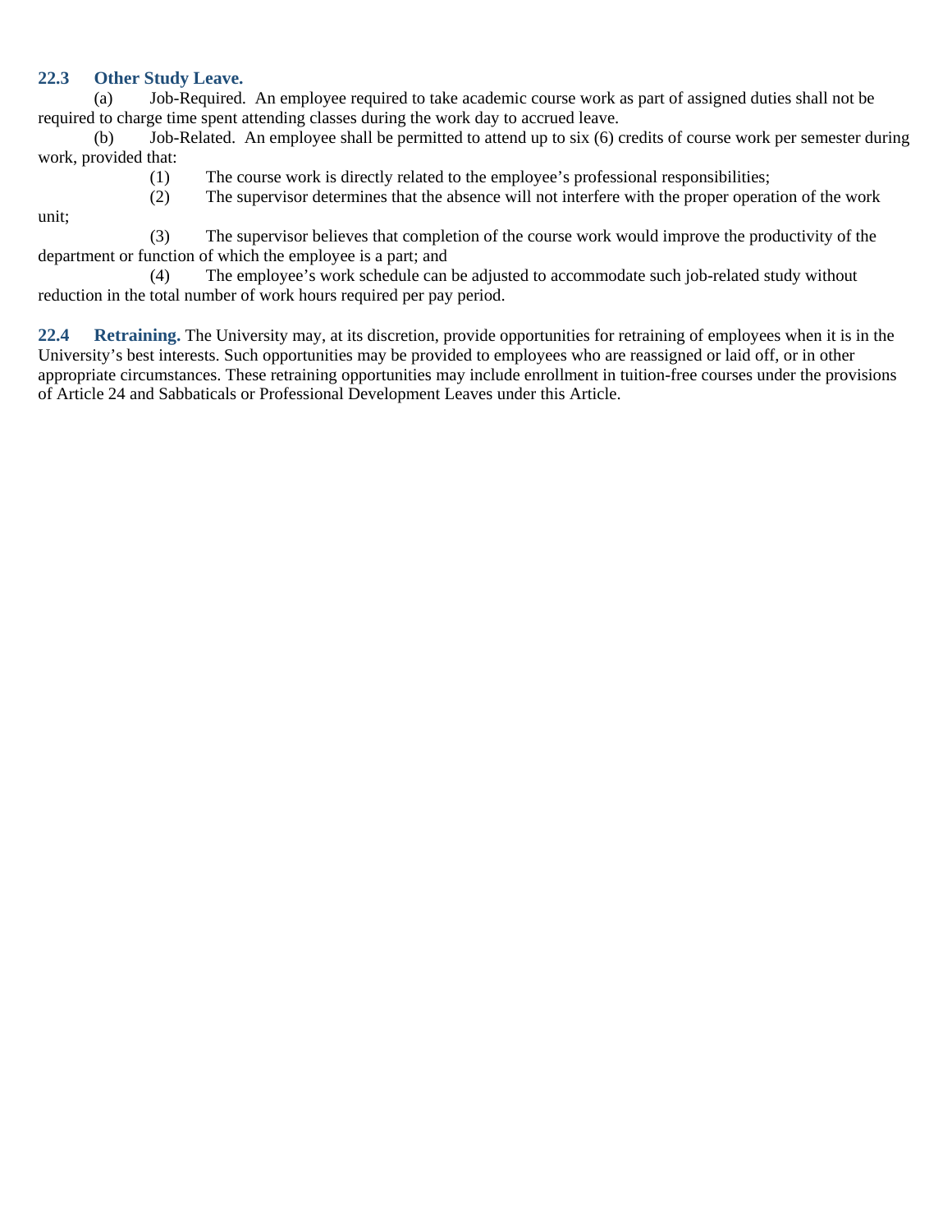### 22.3 Other Study Leave.

(a) Job-Required. An employee required to take academic course work as part of assigned duties shall not be required to charge time spent attending classes during the work day to accrued leave.

(b) Job-Related. An employee shall be permitted to attend up to six (6) credits of course work per semester during work, provided that:

(1) The course work is directly related to the employee's professional responsibilities;

(2) The supervisor determines that the absence will not interfere with the proper operation of the work unit;

(3) The supervisor believes that completion of the course work would improve the productivity of the department or function of which the employee is a part; and

(4) The employee's work schedule can be adjusted to accommodate such job-related study without reduction in the total number of work hours required per pay period.

**22.4 Retraining.** The University may, at its discretion, provide opportunities for retraining of employees when it is in the University's best interests. Such opportunities may be provided to employees who are reassigned or laid off, or in other appropriate circumstances. These retraining opportunities may include enrollment in tuition-free courses under the provisions of Article 24 and Sabbaticals or Professional Development Leaves under this Article.